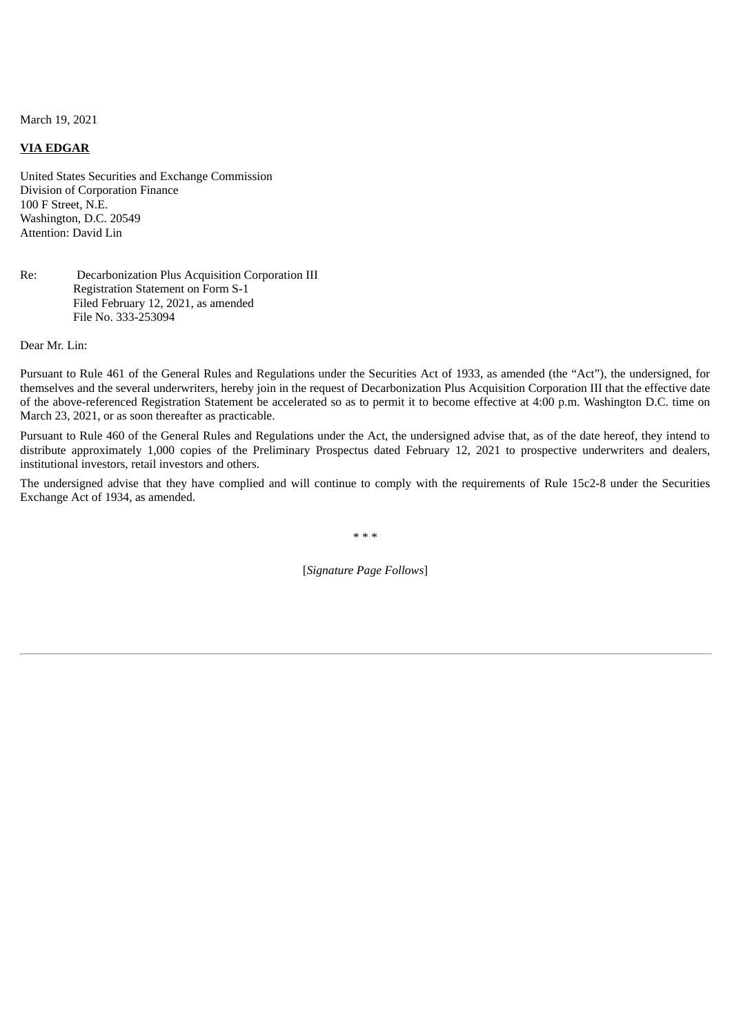March 19, 2021

**VIA EDGAR**

United States Securities and Exchange Commission
Division of Corporation Finance
100 F Street, N.E.
Washington, D.C. 20549
Attention: David Lin

Re: Decarbonization Plus Acquisition Corporation III
Registration Statement on Form S-1
Filed February 12, 2021, as amended
File No. 333-253094

Dear Mr. Lin:

Pursuant to Rule 461 of the General Rules and Regulations under the Securities Act of 1933, as amended (the "Act"), the undersigned, for themselves and the several underwriters, hereby join in the request of Decarbonization Plus Acquisition Corporation III that the effective date of the above-referenced Registration Statement be accelerated so as to permit it to become effective at 4:00 p.m. Washington D.C. time on March 23, 2021, or as soon thereafter as practicable.

Pursuant to Rule 460 of the General Rules and Regulations under the Act, the undersigned advise that, as of the date hereof, they intend to distribute approximately 1,000 copies of the Preliminary Prospectus dated February 12, 2021 to prospective underwriters and dealers, institutional investors, retail investors and others.

The undersigned advise that they have complied and will continue to comply with the requirements of Rule 15c2-8 under the Securities Exchange Act of 1934, as amended.

* * *

[*Signature Page Follows*]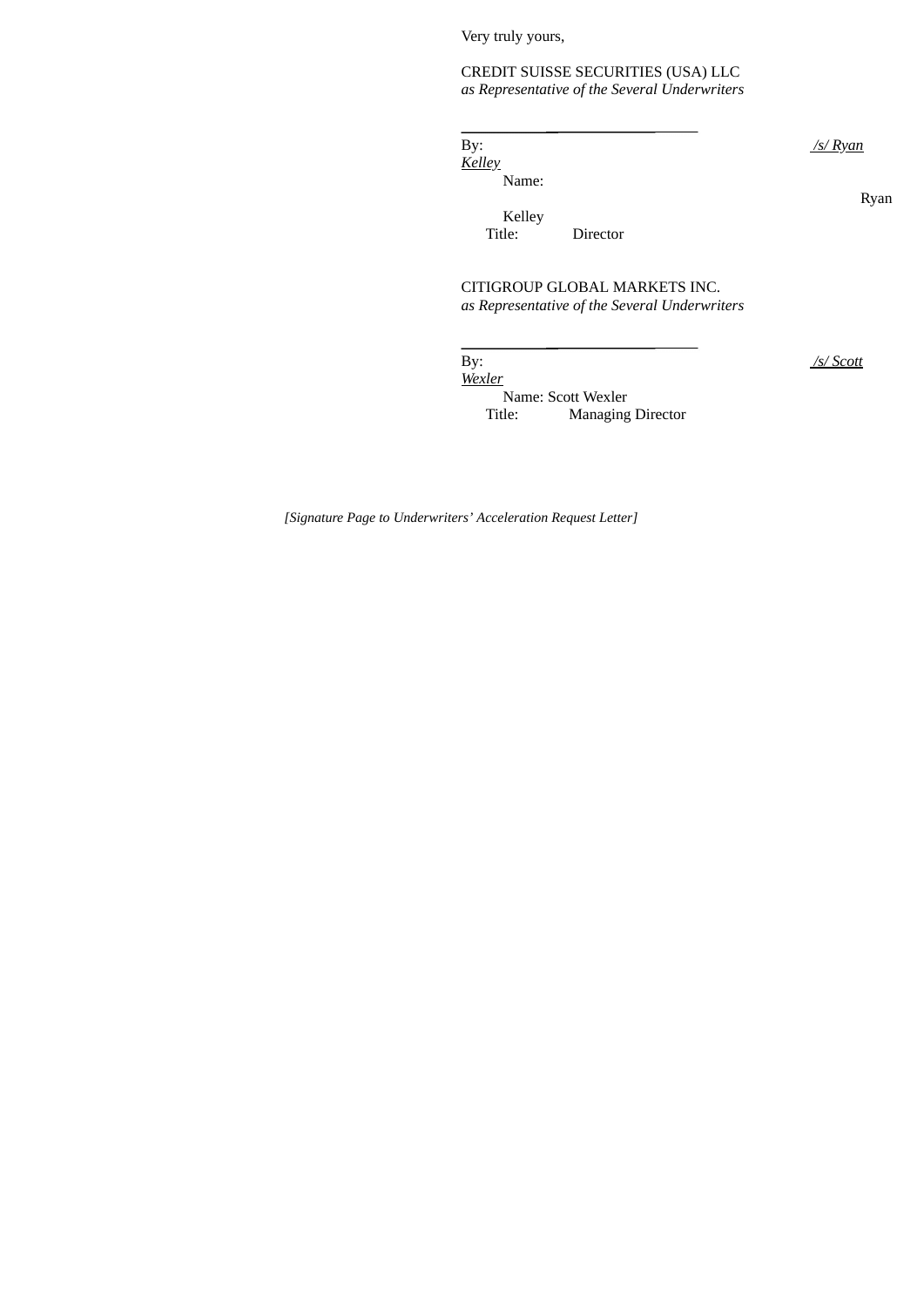Very truly yours,

CREDIT SUISSE SECURITIES (USA) LLC
*as Representative of the Several Underwriters*

By: /s/ Ryan Kelley
Name: Ryan Kelley
Title: Director

CITIGROUP GLOBAL MARKETS INC.
*as Representative of the Several Underwriters*

By: /s/ Scott Wexler
Name: Scott Wexler
Title: Managing Director

*[Signature Page to Underwriters' Acceleration Request Letter]*